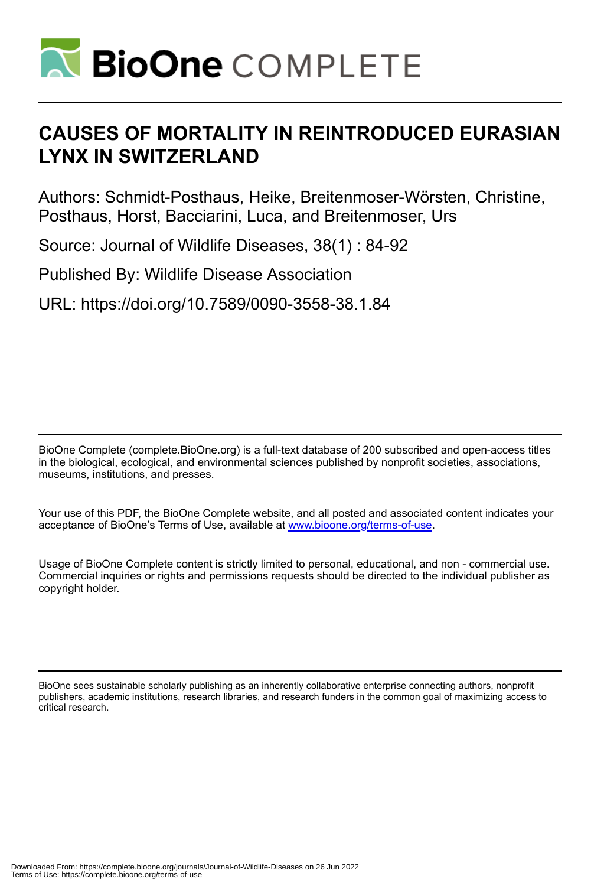# CAUSES OF MORTALITY IN REINTRODUCED EURASIAN LYNX IN SWITZERLAND

Authors: Schmidt-Posthaus, Heike, Breitenmoser-Wörsten, Christine, Posthaus, Horst, Bacciarini, Luca, and Breitenmoser, Urs

Source: Journal of Wildlife Diseases, 38(1) : 84-92

Published By: Wildlife Disease Association

URL: https://doi.org/10.7589/0090-3558-38.1.84

BioOne Complete (complete.BioOne.org) is a full-text database of 200 subscribed and open-access titles in the biological, ecological, and environmental sciences published by nonprofit societies, associations, museums, institutions, and presses.

Your use of this PDF, the BioOne Complete website, and all posted and associated content indicates your acceptance of BioOne's Terms of Use, available at www.bioone.org/terms-of-use.

Usage of BioOne Complete content is strictly limited to personal, educational, and non - commercial use. Commercial inquiries or rights and permissions requests should be directed to the individual publisher as copyright holder.

BioOne sees sustainable scholarly publishing as an inherently collaborative enterprise connecting authors, nonprofit publishers, academic institutions, research libraries, and research funders in the common goal of maximizing access to critical research.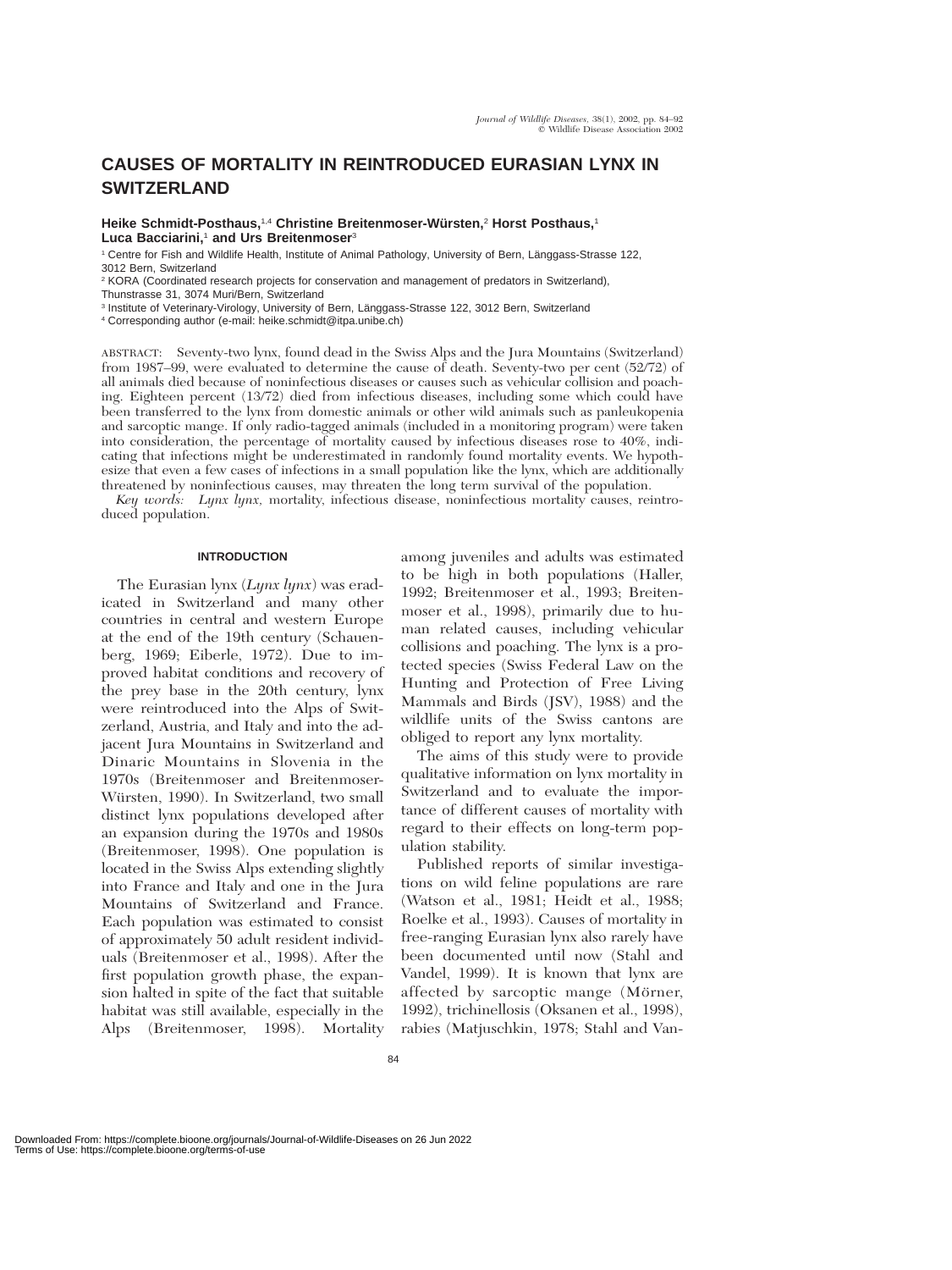# CAUSES OF MORTALITY IN REINTRODUCED EURASIAN LYNX IN SWITZERLAND

**Heike Schmidt-Posthaus,[1,4] Christine Breitenmoser-Würsten,[2] Horst Posthaus,[1] Luca Bacciarini,[1] and Urs Breitenmoser[3]**

[1] Centre for Fish and Wildlife Health, Institute of Animal Pathology, University of Bern, Länggass-Strasse 122, 3012 Bern, Switzerland
[2] KORA (Coordinated research projects for conservation and management of predators in Switzerland), Thunstrasse 31, 3074 Muri/Bern, Switzerland
[3] Institute of Veterinary-Virology, University of Bern, Länggass-Strasse 122, 3012 Bern, Switzerland
[4] Corresponding author (e-mail: heike.schmidt@itpa.unibe.ch)

ABSTRACT: Seventy-two lynx, found dead in the Swiss Alps and the Jura Mountains (Switzerland) from 1987–99, were evaluated to determine the cause of death. Seventy-two per cent (52/72) of all animals died because of noninfectious diseases or causes such as vehicular collision and poaching. Eighteen percent (13/72) died from infectious diseases, including some which could have been transferred to the lynx from domestic animals or other wild animals such as panleukopenia and sarcoptic mange. If only radio-tagged animals (included in a monitoring program) were taken into consideration, the percentage of mortality caused by infectious diseases rose to 40%, indicating that infections might be underestimated in randomly found mortality events. We hypothesize that even a few cases of infections in a small population like the lynx, which are additionally threatened by noninfectious causes, may threaten the long term survival of the population.

*Key words:* *Lynx lynx,* mortality, infectious disease, noninfectious mortality causes, reintroduced population.

## INTRODUCTION

The Eurasian lynx (*Lynx lynx*) was eradicated in Switzerland and many other countries in central and western Europe at the end of the 19th century (Schauenberg, 1969; Eiberle, 1972). Due to improved habitat conditions and recovery of the prey base in the 20th century, lynx were reintroduced into the Alps of Switzerland, Austria, and Italy and into the adjacent Jura Mountains in Switzerland and Dinaric Mountains in Slovenia in the 1970s (Breitenmoser and Breitenmoser-Würsten, 1990). In Switzerland, two small distinct lynx populations developed after an expansion during the 1970s and 1980s (Breitenmoser, 1998). One population is located in the Swiss Alps extending slightly into France and Italy and one in the Jura Mountains of Switzerland and France. Each population was estimated to consist of approximately 50 adult resident individuals (Breitenmoser et al., 1998). After the first population growth phase, the expansion halted in spite of the fact that suitable habitat was still available, especially in the Alps (Breitenmoser, 1998). Mortality among juveniles and adults was estimated to be high in both populations (Haller, 1992; Breitenmoser et al., 1993; Breitenmoser et al., 1998), primarily due to human related causes, including vehicular collisions and poaching. The lynx is a protected species (Swiss Federal Law on the Hunting and Protection of Free Living Mammals and Birds (JSV), 1988) and the wildlife units of the Swiss cantons are obliged to report any lynx mortality.

The aims of this study were to provide qualitative information on lynx mortality in Switzerland and to evaluate the importance of different causes of mortality with regard to their effects on long-term population stability.

Published reports of similar investigations on wild feline populations are rare (Watson et al., 1981; Heidt et al., 1988; Roelke et al., 1993). Causes of mortality in free-ranging Eurasian lynx also rarely have been documented until now (Stahl and Vandel, 1999). It is known that lynx are affected by sarcoptic mange (Mörner, 1992), trichinellosis (Oksanen et al., 1998), rabies (Matjuschkin, 1978; Stahl and Van-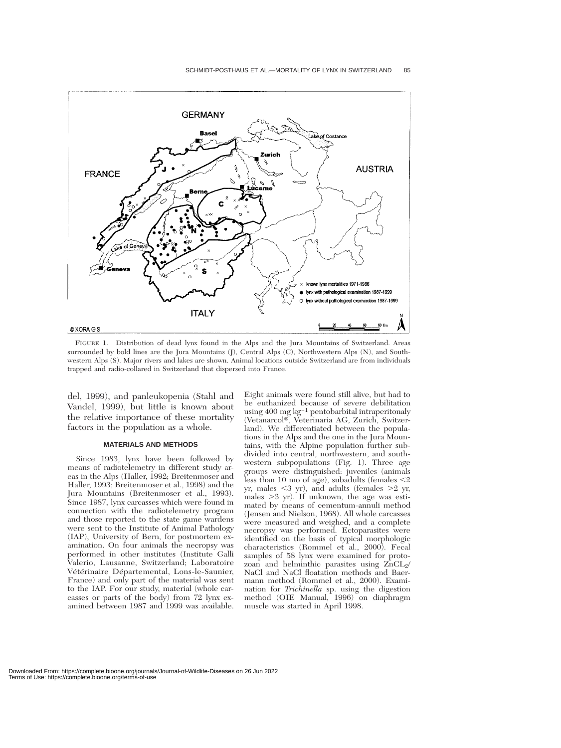FIGURE 1. Distribution of dead lynx found in the Alps and the Jura Mountains of Switzerland. Areas surrounded by bold lines are the Jura Mountains (J), Central Alps (C), Northwestern Alps (N), and Southwestern Alps (S). Major rivers and lakes are shown. Animal locations outside Switzerland are from individuals trapped and radio-collared in Switzerland that dispersed into France.

del, 1999), and panleukopenia (Stahl and Vandel, 1999), but little is known about the relative importance of these mortality factors in the population as a whole.

## MATERIALS AND METHODS

Since 1983, lynx have been followed by means of radiotelemetry in different study areas in the Alps (Haller, 1992; Breitenmoser and Haller, 1993; Breitenmoser et al., 1998) and the Jura Mountains (Breitenmoser et al., 1993). Since 1987, lynx carcasses which were found in connection with the radiotelemetry program and those reported to the state game wardens were sent to the Institute of Animal Pathology (IAP), University of Bern, for postmortem examination. On four animals the necropsy was performed in other institutes (Institute Galli Valerio, Lausanne, Switzerland; Laboratoire Vétérinaire Départemental, Lons-le-Saunier, France) and only part of the material was sent to the IAP. For our study, material (whole carcasses or parts of the body) from 72 lynx examined between 1987 and 1999 was available. Eight animals were found still alive, but had to be euthanized because of severe debilitation using 400 mg kg$^{-1}$ pentobarbital intraperitonaly (Vetanarcol®, Veterinaria AG, Zurich, Switzerland). We differentiated between the populations in the Alps and the one in the Jura Mountains, with the Alpine population further subdivided into central, northwestern, and southwestern subpopulations (Fig. 1). Three age groups were distinguished: juveniles (animals less than 10 mo of age), subadults (females <2 yr, males <3 yr), and adults (females >2 yr, males >3 yr). If unknown, the age was estimated by means of cementum-annuli method (Jensen and Nielson, 1968). All whole carcasses were measured and weighed, and a complete necropsy was performed. Ectoparasites were identified on the basis of typical morphologic characteristics (Rommel et al., 2000). Fecal samples of 58 lynx were examined for protozoan and helminthic parasites using $ZnCL_2$/NaCl and NaCl floatation methods and Baermann method (Rommel et al., 2000). Examination for *Trichinella* sp. using the digestion method (OIE Manual, 1996) on diaphragm muscle was started in April 1998.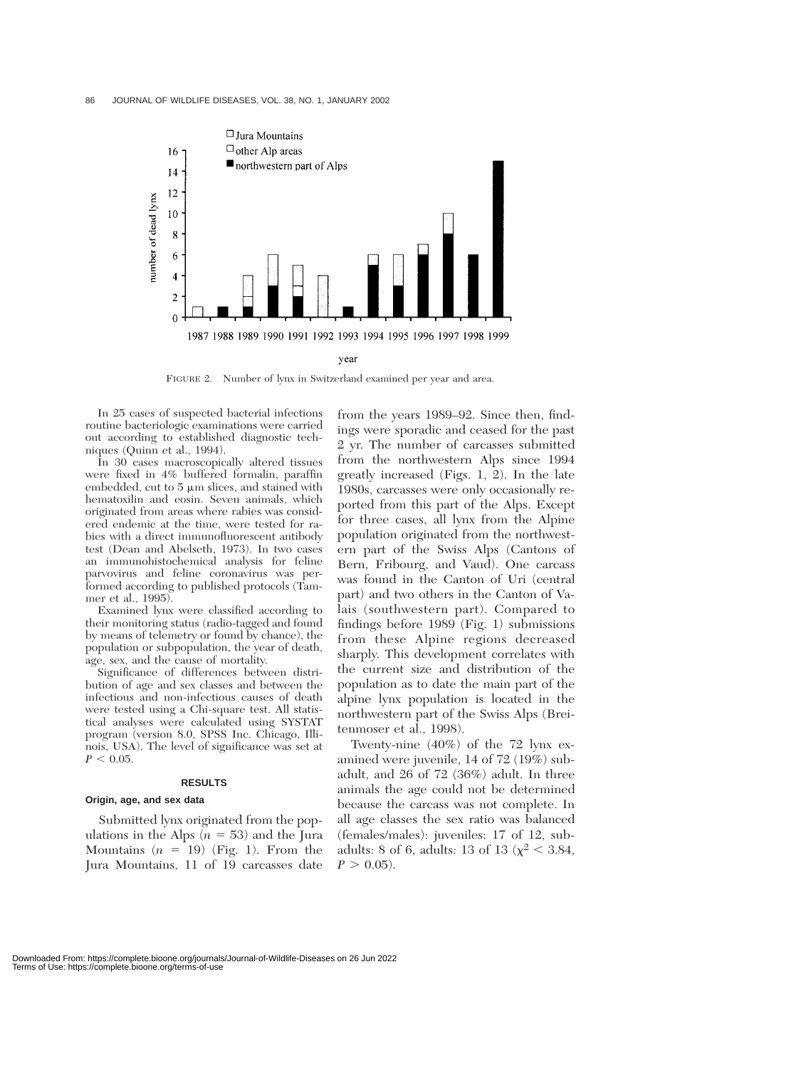FIGURE 2. Number of lynx in Switzerland examined per year and area.

In 25 cases of suspected bacterial infections routine bacteriologic examinations were carried out according to established diagnostic techniques (Quinn et al., 1994).

In 30 cases macroscopically altered tissues were fixed in 4% buffered formalin, paraffin embedded, cut to 5 µm slices, and stained with hematoxilin and eosin. Seven animals, which originated from areas where rabies was considered endemic at the time, were tested for rabies with a direct immunofluorescent antibody test (Dean and Abelseth, 1973). In two cases an immunohistochemical analysis for feline parvovirus and feline coronavirus was performed according to published protocols (Tammer et al., 1995).

Examined lynx were classified according to their monitoring status (radio-tagged and found by means of telemetry or found by chance), the population or subpopulation, the year of death, age, sex, and the cause of mortality.

Significance of differences between distribution of age and sex classes and between the infectious and non-infectious causes of death were tested using a Chi-square test. All statistical analyses were calculated using SYSTAT program (version 8.0, SPSS Inc. Chicago, Illinois, USA). The level of significance was set at $P < 0.05$.

## RESULTS

### Origin, age, and sex data

Submitted lynx originated from the populations in the Alps ($n = 53$) and the Jura Mountains ($n = 19$) (Fig. 1). From the Jura Mountains, 11 of 19 carcasses date from the years 1989–92. Since then, findings were sporadic and ceased for the past 2 yr. The number of carcasses submitted from the northwestern Alps since 1994 greatly increased (Figs. 1, 2). In the late 1980s, carcasses were only occasionally reported from this part of the Alps. Except for three cases, all lynx from the Alpine population originated from the northwestern part of the Swiss Alps (Cantons of Bern, Fribourg, and Vaud). One carcass was found in the Canton of Uri (central part) and two others in the Canton of Valais (southwestern part). Compared to findings before 1989 (Fig. 1) submissions from these Alpine regions decreased sharply. This development correlates with the current size and distribution of the population as to date the main part of the alpine lynx population is located in the northwestern part of the Swiss Alps (Breitenmoser et al., 1998).

Twenty-nine (40%) of the 72 lynx examined were juvenile, 14 of 72 (19%) subadult, and 26 of 72 (36%) adult. In three animals the age could not be determined because the carcass was not complete. In all age classes the sex ratio was balanced (females/males): juveniles: 17 of 12, subadults: 8 of 6, adults: 13 of 13 ($\chi^2 < 3.84$, $P > 0.05$).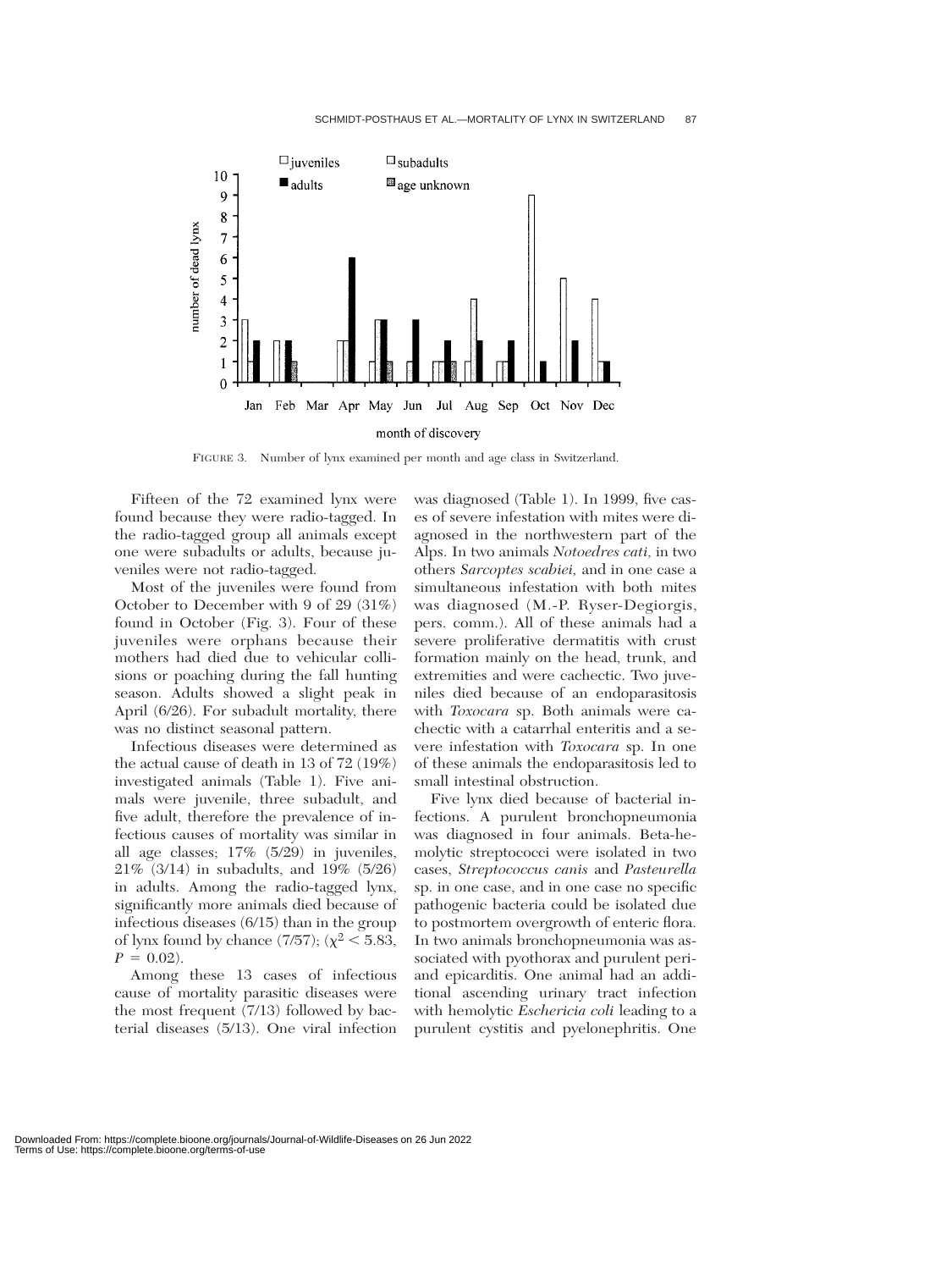FIGURE 3. Number of lynx examined per month and age class in Switzerland.

Fifteen of the 72 examined lynx were found because they were radio-tagged. In the radio-tagged group all animals except one were subadults or adults, because juveniles were not radio-tagged.

Most of the juveniles were found from October to December with 9 of 29 (31%) found in October (Fig. 3). Four of these juveniles were orphans because their mothers had died due to vehicular collisions or poaching during the fall hunting season. Adults showed a slight peak in April (6/26). For subadult mortality, there was no distinct seasonal pattern.

Infectious diseases were determined as the actual cause of death in 13 of 72 (19%) investigated animals (Table 1). Five animals were juvenile, three subadult, and five adult, therefore the prevalence of infectious causes of mortality was similar in all age classes; 17% (5/29) in juveniles, 21% (3/14) in subadults, and 19% (5/26) in adults. Among the radio-tagged lynx, significantly more animals died because of infectious diseases (6/15) than in the group of lynx found by chance (7/57); ($\chi^2 < 5.83$, $P = 0.02$).

Among these 13 cases of infectious cause of mortality parasitic diseases were the most frequent (7/13) followed by bacterial diseases (5/13). One viral infection was diagnosed (Table 1). In 1999, five cases of severe infestation with mites were diagnosed in the northwestern part of the Alps. In two animals *Notoedres cati,* in two others *Sarcoptes scabiei,* and in one case a simultaneous infestation with both mites was diagnosed (M.-P. Ryser-Degiorgis, pers. comm.). All of these animals had a severe proliferative dermatitis with crust formation mainly on the head, trunk, and extremities and were cachectic. Two juveniles died because of an endoparasitosis with *Toxocara* sp. Both animals were cachectic with a catarrhal enteritis and a severe infestation with *Toxocara* sp. In one of these animals the endoparasitosis led to small intestinal obstruction.

Five lynx died because of bacterial infections. A purulent bronchopneumonia was diagnosed in four animals. Beta-hemolytic streptococci were isolated in two cases, *Streptococcus canis* and *Pasteurella* sp. in one case, and in one case no specific pathogenic bacteria could be isolated due to postmortem overgrowth of enteric flora. In two animals bronchopneumonia was associated with pyothorax and purulent peri- and epicarditis. One animal had an additional ascending urinary tract infection with hemolytic *Eschericia coli* leading to a purulent cystitis and pyelonephritis. One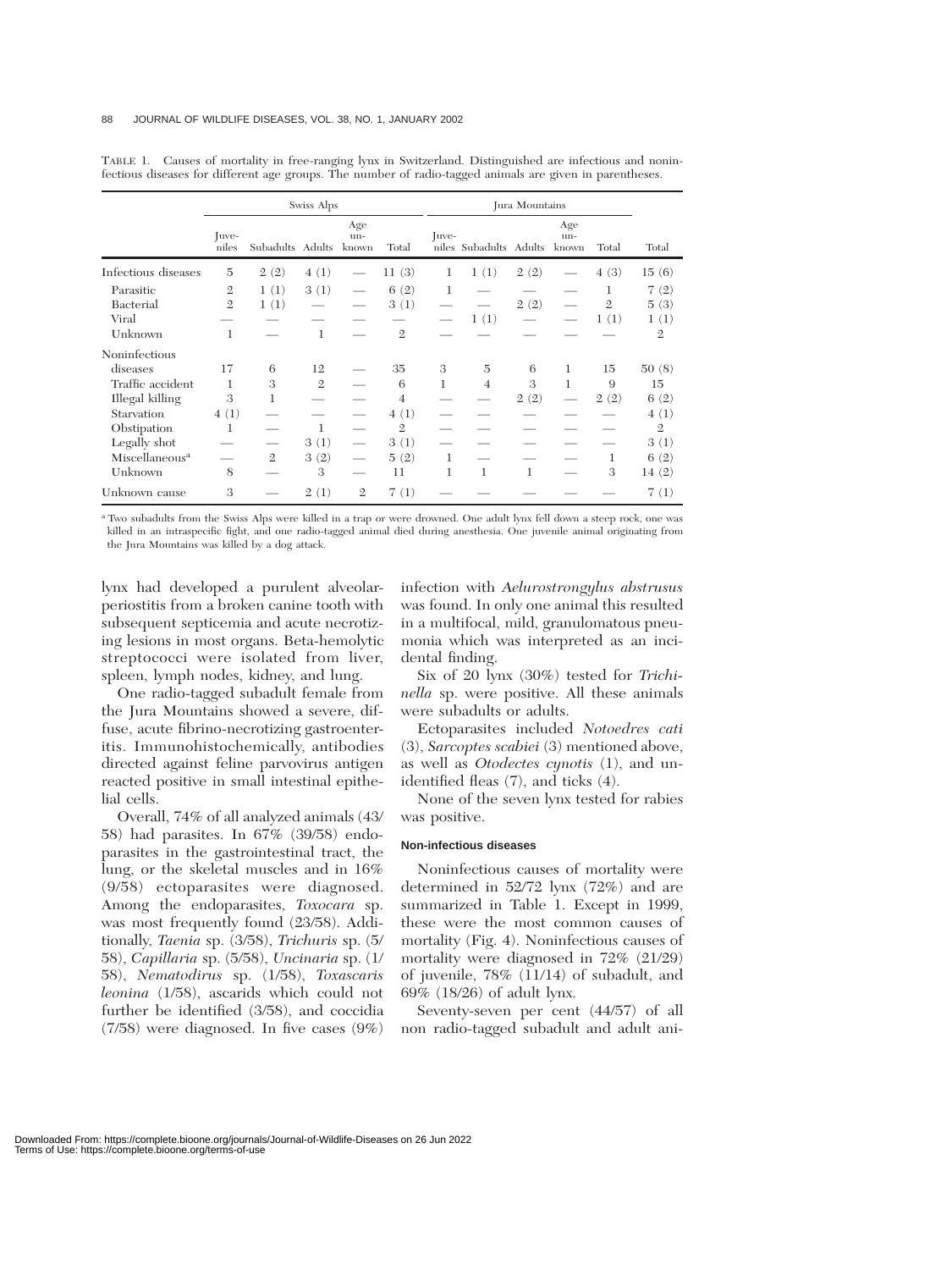TABLE 1. Causes of mortality in free-ranging lynx in Switzerland. Distinguished are infectious and noninfectious diseases for different age groups. The number of radio-tagged animals are given in parentheses.

| | Swiss Alps | | | | | Jura Mountains | | | | | |
|---|---|---|---|---|---|---|---|---|---|---|---|
| | Juveniles | Subadults | Adults | Age unknown | Total | Juveniles | Subadults | Adults | Age unknown | Total | Total |
| Infectious diseases | 5 | 2 (2) | 4 (1) | — | 11 (3) | 1 | 1 (1) | 2 (2) | — | 4 (3) | 15 (6) |
| Parasitic | 2 | 1 (1) | 3 (1) | — | 6 (2) | 1 | — | — | — | 1 | 7 (2) |
| Bacterial | 2 | 1 (1) | — | — | 3 (1) | — | — | 2 (2) | — | 2 | 5 (3) |
| Viral | — | — | — | — | — | — | 1 (1) | — | — | 1 (1) | 1 (1) |
| Unknown | 1 | — | 1 | — | 2 | — | — | — | — | — | 2 |
| Noninfectious diseases | 17 | 6 | 12 | — | 35 | 3 | 5 | 6 | 1 | 15 | 50 (8) |
| Traffic accident | 1 | 3 | 2 | — | 6 | 1 | 4 | 3 | 1 | 9 | 15 |
| Illegal killing | 3 | 1 | — | — | 4 | — | — | 2 (2) | — | 2 (2) | 6 (2) |
| Starvation | 4 (1) | — | — | — | 4 (1) | — | — | — | — | — | 4 (1) |
| Obstipation | 1 | — | 1 | — | 2 | — | — | — | — | — | 2 |
| Legally shot | — | — | 3 (1) | — | 3 (1) | — | — | — | — | — | 3 (1) |
| Miscellaneous[a] | — | 2 | 3 (2) | — | 5 (2) | 1 | — | — | — | 1 | 6 (2) |
| Unknown | 8 | — | 3 | — | 11 | 1 | 1 | 1 | — | 3 | 14 (2) |
| Unknown cause | 3 | — | 2 (1) | 2 | 7 (1) | — | — | — | — | — | 7 (1) |

[a] Two subadults from the Swiss Alps were killed in a trap or were drowned. One adult lynx fell down a steep rock, one was killed in an intraspecific fight, and one radio-tagged animal died during anesthesia. One juvenile animal originating from the Jura Mountains was killed by a dog attack.

lynx had developed a purulent alveolar-periostitis from a broken canine tooth with subsequent septicemia and acute necrotizing lesions in most organs. Beta-hemolytic streptococci were isolated from liver, spleen, lymph nodes, kidney, and lung.

One radio-tagged subadult female from the Jura Mountains showed a severe, diffuse, acute fibrino-necrotizing gastroenteritis. Immunohistochemically, antibodies directed against feline parvovirus antigen reacted positive in small intestinal epithelial cells.

Overall, 74% of all analyzed animals (43/58) had parasites. In 67% (39/58) endoparasites in the gastrointestinal tract, the lung, or the skeletal muscles and in 16% (9/58) ectoparasites were diagnosed. Among the endoparasites, *Toxocara* sp. was most frequently found (23/58). Additionally, *Taenia* sp. (3/58), *Trichuris* sp. (5/58), *Capillaria* sp. (5/58), *Uncinaria* sp. (1/58), *Nematodirus* sp. (1/58), *Toxascaris leonina* (1/58), ascarids which could not further be identified (3/58), and coccidia (7/58) were diagnosed. In five cases (9%) infection with *Aelurostrongylus abstrusus* was found. In only one animal this resulted in a multifocal, mild, granulomatous pneumonia which was interpreted as an incidental finding.

Six of 20 lynx (30%) tested for *Trichinella* sp. were positive. All these animals were subadults or adults.

Ectoparasites included *Notoedres cati* (3), *Sarcoptes scabiei* (3) mentioned above, as well as *Otodectes cynotis* (1), and unidentified fleas (7), and ticks (4).

None of the seven lynx tested for rabies was positive.

#### Non-infectious diseases

Noninfectious causes of mortality were determined in 52/72 lynx (72%) and are summarized in Table 1. Except in 1999, these were the most common causes of mortality (Fig. 4). Noninfectious causes of mortality were diagnosed in 72% (21/29) of juvenile, 78% (11/14) of subadult, and 69% (18/26) of adult lynx.

Seventy-seven per cent (44/57) of all non radio-tagged subadult and adult ani-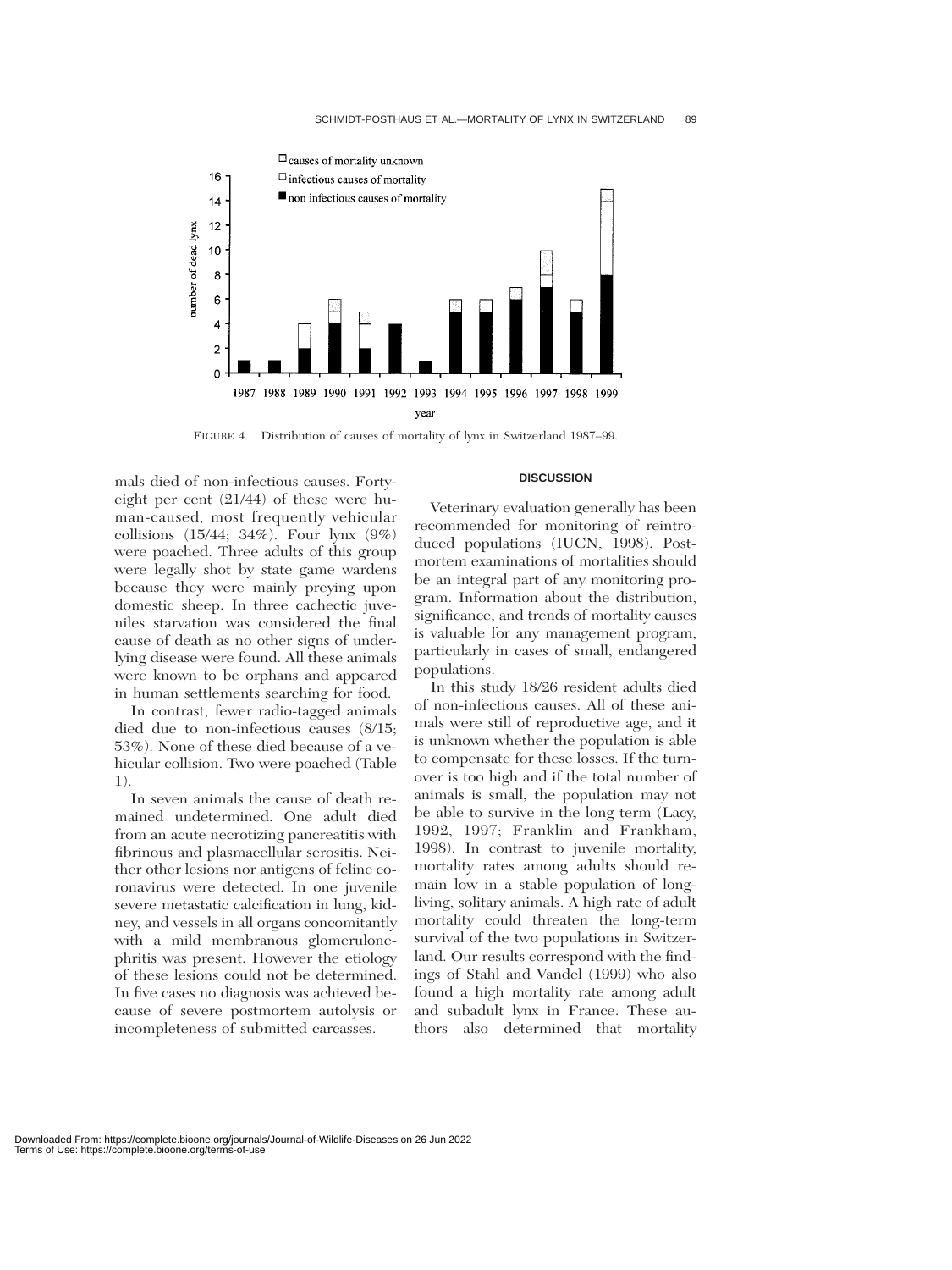FIGURE 4. Distribution of causes of mortality of lynx in Switzerland 1987–99.

mals died of non-infectious causes. Forty-eight per cent (21/44) of these were human-caused, most frequently vehicular collisions (15/44; 34%). Four lynx (9%) were poached. Three adults of this group were legally shot by state game wardens because they were mainly preying upon domestic sheep. In three cachectic juveniles starvation was considered the final cause of death as no other signs of underlying disease were found. All these animals were known to be orphans and appeared in human settlements searching for food.

In contrast, fewer radio-tagged animals died due to non-infectious causes (8/15; 53%). None of these died because of a vehicular collision. Two were poached (Table 1).

In seven animals the cause of death remained undetermined. One adult died from an acute necrotizing pancreatitis with fibrinous and plasmacellular serositis. Neither other lesions nor antigens of feline coronavirus were detected. In one juvenile severe metastatic calcification in lung, kidney, and vessels in all organs concomitantly with a mild membranous glomerulonephritis was present. However the etiology of these lesions could not be determined. In five cases no diagnosis was achieved because of severe postmortem autolysis or incompleteness of submitted carcasses.

## DISCUSSION

Veterinary evaluation generally has been recommended for monitoring of reintroduced populations (IUCN, 1998). Postmortem examinations of mortalities should be an integral part of any monitoring program. Information about the distribution, significance, and trends of mortality causes is valuable for any management program, particularly in cases of small, endangered populations.

In this study 18/26 resident adults died of non-infectious causes. All of these animals were still of reproductive age, and it is unknown whether the population is able to compensate for these losses. If the turnover is too high and if the total number of animals is small, the population may not be able to survive in the long term (Lacy, 1992, 1997; Franklin and Frankham, 1998). In contrast to juvenile mortality, mortality rates among adults should remain low in a stable population of long-living, solitary animals. A high rate of adult mortality could threaten the long-term survival of the two populations in Switzerland. Our results correspond with the findings of Stahl and Vandel (1999) who also found a high mortality rate among adult and subadult lynx in France. These authors also determined that mortality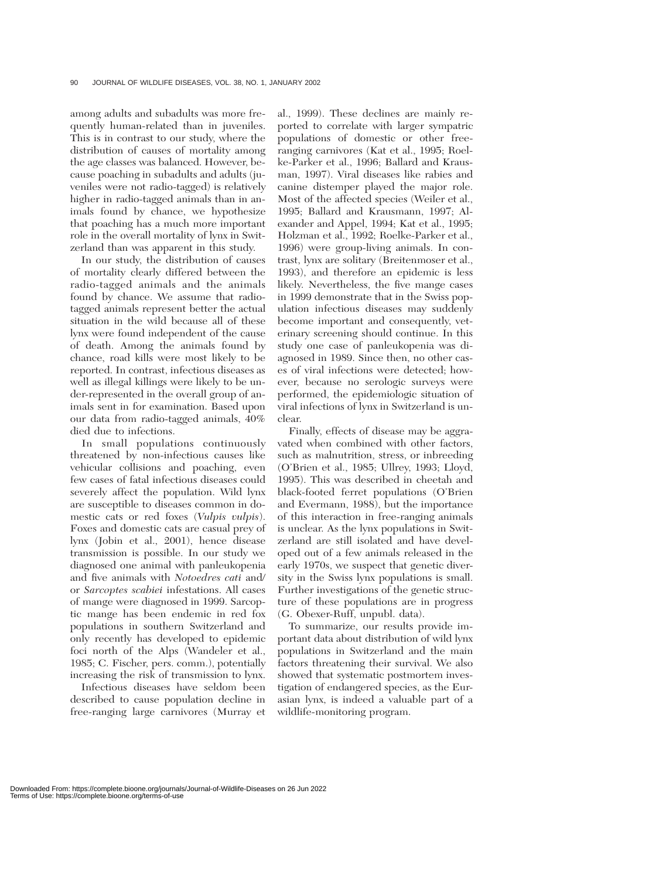among adults and subadults was more frequently human-related than in juveniles. This is in contrast to our study, where the distribution of causes of mortality among the age classes was balanced. However, because poaching in subadults and adults (juveniles were not radio-tagged) is relatively higher in radio-tagged animals than in animals found by chance, we hypothesize that poaching has a much more important role in the overall mortality of lynx in Switzerland than was apparent in this study.

In our study, the distribution of causes of mortality clearly differed between the radio-tagged animals and the animals found by chance. We assume that radio-tagged animals represent better the actual situation in the wild because all of these lynx were found independent of the cause of death. Among the animals found by chance, road kills were most likely to be reported. In contrast, infectious diseases as well as illegal killings were likely to be under-represented in the overall group of animals sent in for examination. Based upon our data from radio-tagged animals, 40% died due to infections.

In small populations continuously threatened by non-infectious causes like vehicular collisions and poaching, even few cases of fatal infectious diseases could severely affect the population. Wild lynx are susceptible to diseases common in domestic cats or red foxes (*Vulpis vulpis*). Foxes and domestic cats are casual prey of lynx (Jobin et al., 2001), hence disease transmission is possible. In our study we diagnosed one animal with panleukopenia and five animals with *Notoedres cati* and/or *Sarcoptes scabiei* infestations. All cases of mange were diagnosed in 1999. Sarcoptic mange has been endemic in red fox populations in southern Switzerland and only recently has developed to epidemic foci north of the Alps (Wandeler et al., 1985; C. Fischer, pers. comm.), potentially increasing the risk of transmission to lynx.

Infectious diseases have seldom been described to cause population decline in free-ranging large carnivores (Murray et al., 1999). These declines are mainly reported to correlate with larger sympatric populations of domestic or other free-ranging carnivores (Kat et al., 1995; Roelke-Parker et al., 1996; Ballard and Krausman, 1997). Viral diseases like rabies and canine distemper played the major role. Most of the affected species (Weiler et al., 1995; Ballard and Krausmann, 1997; Alexander and Appel, 1994; Kat et al., 1995; Holzman et al., 1992; Roelke-Parker et al., 1996) were group-living animals. In contrast, lynx are solitary (Breitenmoser et al., 1993), and therefore an epidemic is less likely. Nevertheless, the five mange cases in 1999 demonstrate that in the Swiss population infectious diseases may suddenly become important and consequently, veterinary screening should continue. In this study one case of panleukopenia was diagnosed in 1989. Since then, no other cases of viral infections were detected; however, because no serologic surveys were performed, the epidemiologic situation of viral infections of lynx in Switzerland is unclear.

Finally, effects of disease may be aggravated when combined with other factors, such as malnutrition, stress, or inbreeding (O'Brien et al., 1985; Ullrey, 1993; Lloyd, 1995). This was described in cheetah and black-footed ferret populations (O'Brien and Evermann, 1988), but the importance of this interaction in free-ranging animals is unclear. As the lynx populations in Switzerland are still isolated and have developed out of a few animals released in the early 1970s, we suspect that genetic diversity in the Swiss lynx populations is small. Further investigations of the genetic structure of these populations are in progress (G. Obexer-Ruff, unpubl. data).

To summarize, our results provide important data about distribution of wild lynx populations in Switzerland and the main factors threatening their survival. We also showed that systematic postmortem investigation of endangered species, as the Eurasian lynx, is indeed a valuable part of a wildlife-monitoring program.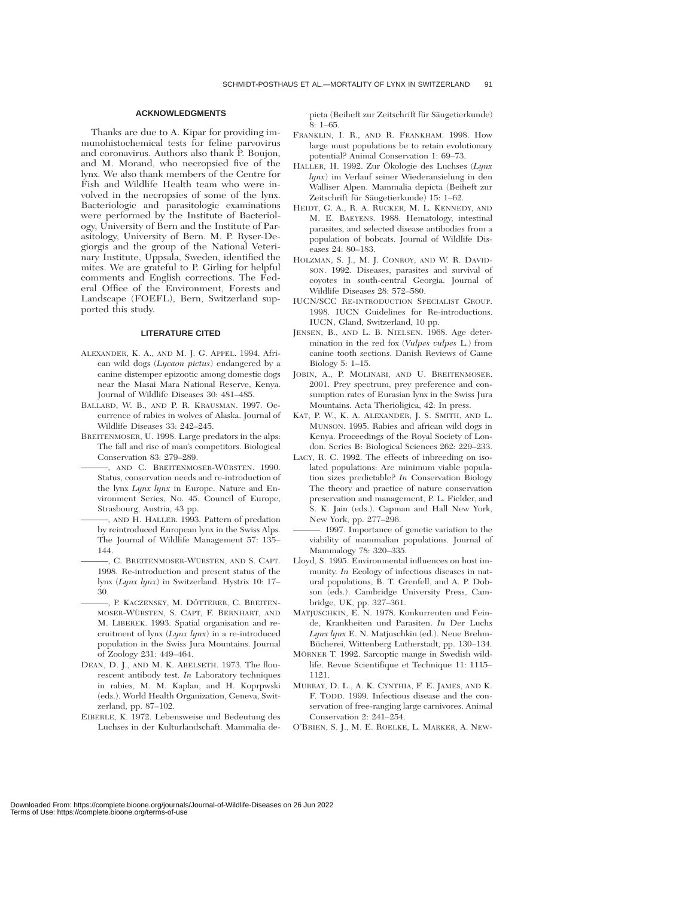## ACKNOWLEDGMENTS

Thanks are due to A. Kipar for providing immunohistochemical tests for feline parvovirus and coronavirus. Authors also thank P. Boujon, and M. Morand, who necropsied five of the lynx. We also thank members of the Centre for Fish and Wildlife Health team who were involved in the necropsies of some of the lynx. Bacteriologic and parasitologic examinations were performed by the Institute of Bacteriology, University of Bern and the Institute of Parasitology, University of Bern. M. P. Ryser-Degiorgis and the group of the National Veterinary Institute, Uppsala, Sweden, identified the mites. We are grateful to P. Girling for helpful comments and English corrections. The Federal Office of the Environment, Forests and Landscape (FOEFL), Bern, Switzerland supported this study.

## LITERATURE CITED

ALEXANDER, K. A., AND M. J. G. APPEL. 1994. African wild dogs (*Lycaon pictus*) endangered by a canine distemper epizootic among domestic dogs near the Masai Mara National Reserve, Kenya. Journal of Wildlife Diseases 30: 481–485.

BALLARD, W. B., AND P. R. KRAUSMAN. 1997. Occurrence of rabies in wolves of Alaska. Journal of Wildlife Diseases 33: 242–245.

BREITENMOSER, U. 1998. Large predators in the alps: The fall and rise of man's competitors. Biological Conservation 83: 279–289.

———, AND C. BREITENMOSER-WÜRSTEN. 1990. Status, conservation needs and re-introduction of the lynx *Lynx lynx* in Europe. Nature and Environment Series, No. 45. Council of Europe, Strasbourg, Austria, 43 pp.

———, AND H. HALLER. 1993. Pattern of predation by reintroduced European lynx in the Swiss Alps. The Journal of Wildlife Management 57: 135–144.

———, C. BREITENMOSER-WÜRSTEN, AND S. CAPT. 1998. Re-introduction and present status of the lynx (*Lynx lynx*) in Switzerland. Hystrix 10: 17–30.

———, P. KACZENSKY, M. DÖTTERER, C. BREITENMOSER-WÜRSTEN, S. CAPT, F. BERNHART, AND M. LIBEREK. 1993. Spatial organisation and recruitment of lynx (*Lynx lynx*) in a re-introduced population in the Swiss Jura Mountains. Journal of Zoology 231: 449–464.

DEAN, D. J., AND M. K. ABELSETH. 1973. The flourescent antibody test. *In* Laboratory techniques in rabies, M. M. Kaplan, and H. Koprpwski (eds.). World Health Organization, Geneva, Switzerland, pp. 87–102.

EIBERLE, K. 1972. Lebensweise und Bedeutung des Luchses in der Kulturlandschaft. Mammalia depicta (Beiheft zur Zeitschrift für Säugetierkunde) 8: 1–65.

FRANKLIN, I. R., AND R. FRANKHAM. 1998. How large must populations be to retain evolutionary potential? Animal Conservation 1: 69–73.

HALLER, H. 1992. Zur Ökologie des Luchses (*Lynx lynx*) im Verlauf seiner Wiederansielung in den Walliser Alpen. Mammalia depicta (Beiheft zur Zeitschrift für Säugetierkunde) 15: 1–62.

HEIDT, G. A., R. A. RUCKER, M. L. KENNEDY, AND M. E. BAEYENS. 1988. Hematology, intestinal parasites, and selected disease antibodies from a population of bobcats. Journal of Wildlife Diseases 24: 80–183.

HOLZMAN, S. J., M. J. CONROY, AND W. R. DAVIDSON. 1992. Diseases, parasites and survival of coyotes in south-central Georgia. Journal of Wildlife Diseases 28: 572–580.

IUCN/SCC RE-INTRODUCTION SPECIALIST GROUP. 1998. IUCN Guidelines for Re-introductions. IUCN, Gland, Switzerland, 10 pp.

JENSEN, B., AND L. B. NIELSEN. 1968. Age determination in the red fox (*Vulpes vulpes* L.) from canine tooth sections. Danish Reviews of Game Biology 5: 1–15.

JOBIN, A., P. MOLINARI, AND U. BREITENMOSER. 2001. Prey spectrum, prey preference and consumption rates of Eurasian lynx in the Swiss Jura Mountains. Acta Therioligica, 42: In press.

KAT, P. W., K. A. ALEXANDER, J. S. SMITH, AND L. MUNSON. 1995. Rabies and african wild dogs in Kenya. Proceedings of the Royal Society of London. Series B: Biological Sciences 262: 229–233.

LACY, R. C. 1992. The effects of inbreeding on isolated populations: Are minimum viable population sizes predictable? *In* Conservation Biology The theory and practice of nature conservation preservation and management, P. L. Fielder, and S. K. Jain (eds.). Capman and Hall New York, New York, pp. 277–296.

———. 1997. Importance of genetic variation to the viability of mammalian populations. Journal of Mammalogy 78: 320–335.

Lloyd, S. 1995. Environmental influences on host immunity. *In* Ecology of infectious diseases in natural populations, B. T. Grenfell, and A. P. Dobson (eds.). Cambridge University Press, Cambridge, UK, pp. 327–361.

MATJUSCHKIN, E. N. 1978. Konkurrenten und Feinde, Krankheiten und Parasiten. *In* Der Luchs *Lynx lynx* E. N. Matjuschkin (ed.). Neue Brehm-Bücherei, Wittenberg Lutherstadt, pp. 130–134.

MÖRNER T. 1992. Sarcoptic mange in Swedish wildlife. Revue Scientifique et Technique 11: 1115–1121.

MURRAY, D. L., A. K. CYNTHIA, F. E. JAMES, AND K. F. TODD. 1999. Infectious disease and the conservation of free-ranging large carnivores. Animal Conservation 2: 241–254.

O'BRIEN, S. J., M. E. ROELKE, L. MARKER, A. NEW-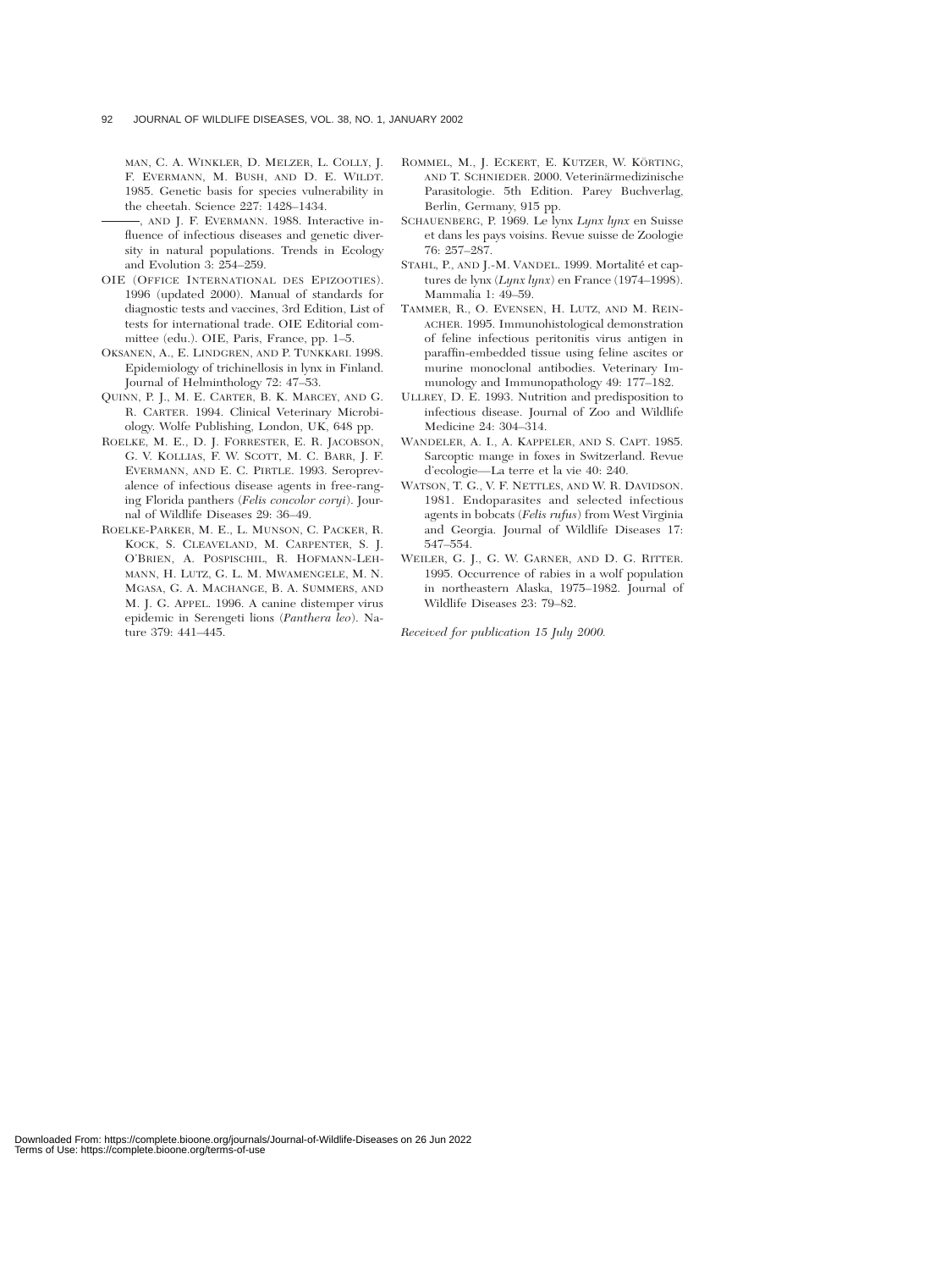MAN, C. A. WINKLER, D. MELZER, L. COLLY, J. F. EVERMANN, M. BUSH, AND D. E. WILDT. 1985. Genetic basis for species vulnerability in the cheetah. Science 227: 1428–1434.

———, AND J. F. EVERMANN. 1988. Interactive influence of infectious diseases and genetic diversity in natural populations. Trends in Ecology and Evolution 3: 254–259.

OIE (OFFICE INTERNATIONAL DES EPIZOOTIES). 1996 (updated 2000). Manual of standards for diagnostic tests and vaccines, 3rd Edition, List of tests for international trade. OIE Editorial committee (edu.). OIE, Paris, France, pp. 1–5.

OKSANEN, A., E. LINDGREN, AND P. TUNKKARI. 1998. Epidemiology of trichinellosis in lynx in Finland. Journal of Helminthology 72: 47–53.

QUINN, P. J., M. E. CARTER, B. K. MARCEY, AND G. R. CARTER. 1994. Clinical Veterinary Microbiology. Wolfe Publishing, London, UK, 648 pp.

ROELKE, M. E., D. J. FORRESTER, E. R. JACOBSON, G. V. KOLLIAS, F. W. SCOTT, M. C. BARR, J. F. EVERMANN, AND E. C. PIRTLE. 1993. Seroprevalence of infectious disease agents in free-ranging Florida panthers (*Felis concolor coryi*). Journal of Wildlife Diseases 29: 36–49.

ROELKE-PARKER, M. E., L. MUNSON, C. PACKER, R. KOCK, S. CLEAVELAND, M. CARPENTER, S. J. O'BRIEN, A. POSPISCHIL, R. HOFMANN-LEHMANN, H. LUTZ, G. L. M. MWAMENGELE, M. N. MGASA, G. A. MACHANGE, B. A. SUMMERS, AND M. J. G. APPEL. 1996. A canine distemper virus epidemic in Serengeti lions (*Panthera leo*). Nature 379: 441–445.

ROMMEL, M., J. ECKERT, E. KUTZER, W. KÖRTING, AND T. SCHNIEDER. 2000. Veterinärmedizinische Parasitologie. 5th Edition. Parey Buchverlag, Berlin, Germany, 915 pp.

SCHAUENBERG, P. 1969. Le lynx *Lynx lynx* en Suisse et dans les pays voisins. Revue suisse de Zoologie 76: 257–287.

STAHL, P., AND J.-M. VANDEL. 1999. Mortalité et captures de lynx (*Lynx lynx*) en France (1974–1998). Mammalia 1: 49–59.

TAMMER, R., O. EVENSEN, H. LUTZ, AND M. REINACHER. 1995. Immunohistological demonstration of feline infectious peritonitis virus antigen in paraffin-embedded tissue using feline ascites or murine monoclonal antibodies. Veterinary Immunology and Immunopathology 49: 177–182.

ULLREY, D. E. 1993. Nutrition and predisposition to infectious disease. Journal of Zoo and Wildlife Medicine 24: 304–314.

WANDELER, A. I., A. KAPPELER, AND S. CAPT. 1985. Sarcoptic mange in foxes in Switzerland. Revue d'ecologie—La terre et la vie 40: 240.

WATSON, T. G., V. F. NETTLES, AND W. R. DAVIDSON. 1981. Endoparasites and selected infectious agents in bobcats (*Felis rufus*) from West Virginia and Georgia. Journal of Wildlife Diseases 17: 547–554.

WEILER, G. J., G. W. GARNER, AND D. G. RITTER. 1995. Occurrence of rabies in a wolf population in northeastern Alaska, 1975–1982. Journal of Wildlife Diseases 23: 79–82.

*Received for publication 15 July 2000.*